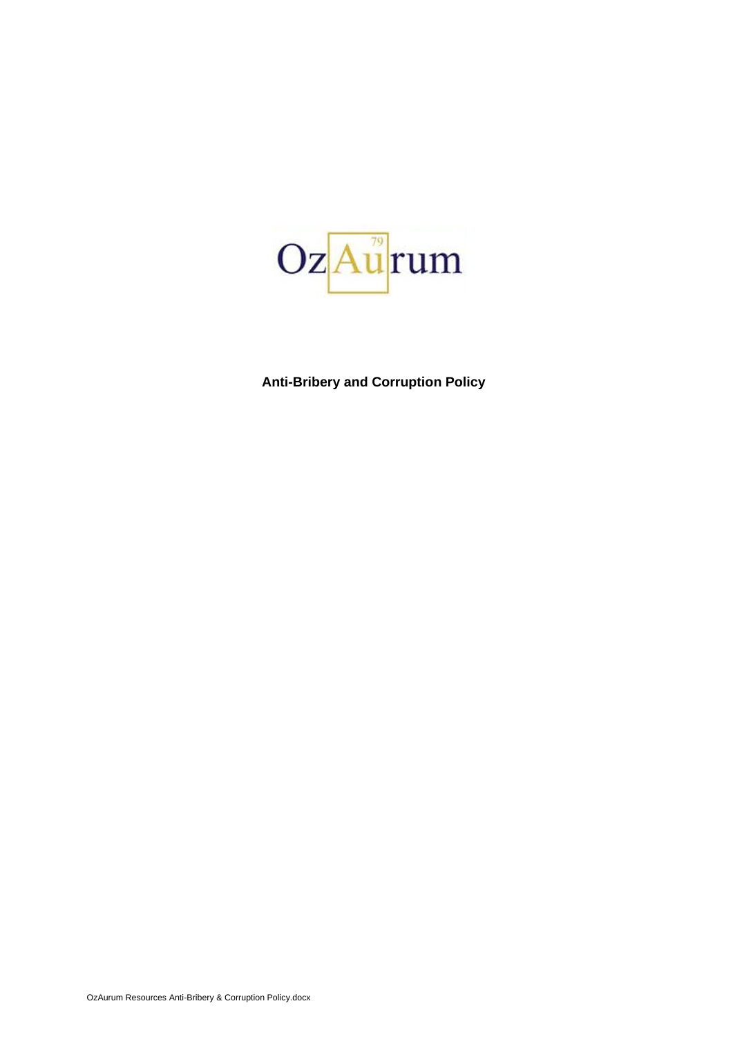OzAurum

**Anti-Bribery and Corruption Policy**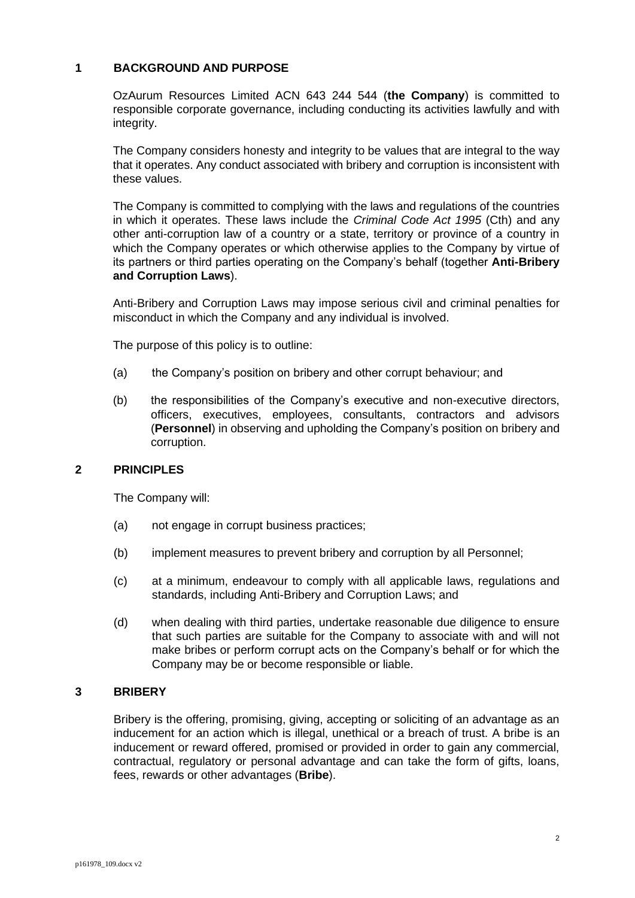## 1 BACKGROUND AND PURPOSE

OzAurum Resources Limited ACN 643 244 544 (**the Company**) is committed to responsible corporate governance, including conducting its activities lawfully and with integrity.

The Company considers honesty and integrity to be values that are integral to the way that it operates. Any conduct associated with bribery and corruption is inconsistent with these values.

The Company is committed to complying with the laws and regulations of the countries in which it operates. These laws include the *Criminal Code Act 1995* (Cth) and any other anti-corruption law of a country or a state, territory or province of a country in which the Company operates or which otherwise applies to the Company by virtue of its partners or third parties operating on the Company's behalf (together **Anti-Bribery and Corruption Laws**).

Anti-Bribery and Corruption Laws may impose serious civil and criminal penalties for misconduct in which the Company and any individual is involved.

The purpose of this policy is to outline:

(a) the Company's position on bribery and other corrupt behaviour; and

(b) the responsibilities of the Company's executive and non-executive directors, officers, executives, employees, consultants, contractors and advisors (**Personnel**) in observing and upholding the Company's position on bribery and corruption.

## 2 PRINCIPLES

The Company will:

(a) not engage in corrupt business practices;

(b) implement measures to prevent bribery and corruption by all Personnel;

(c) at a minimum, endeavour to comply with all applicable laws, regulations and standards, including Anti-Bribery and Corruption Laws; and

(d) when dealing with third parties, undertake reasonable due diligence to ensure that such parties are suitable for the Company to associate with and will not make bribes or perform corrupt acts on the Company's behalf or for which the Company may be or become responsible or liable.

## 3 BRIBERY

Bribery is the offering, promising, giving, accepting or soliciting of an advantage as an inducement for an action which is illegal, unethical or a breach of trust. A bribe is an inducement or reward offered, promised or provided in order to gain any commercial, contractual, regulatory or personal advantage and can take the form of gifts, loans, fees, rewards or other advantages (**Bribe**).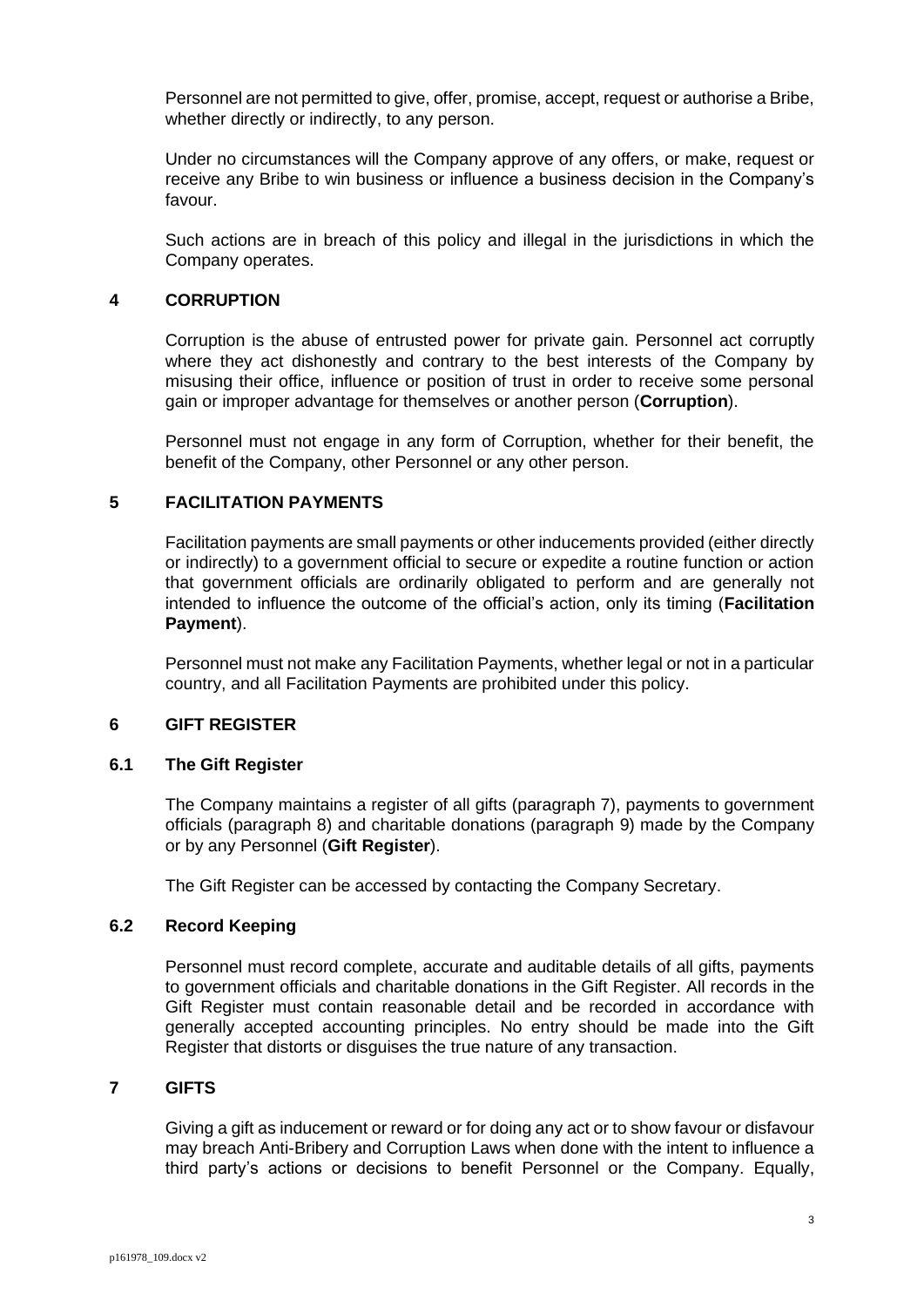Personnel are not permitted to give, offer, promise, accept, request or authorise a Bribe, whether directly or indirectly, to any person.

Under no circumstances will the Company approve of any offers, or make, request or receive any Bribe to win business or influence a business decision in the Company's favour.

Such actions are in breach of this policy and illegal in the jurisdictions in which the Company operates.

## 4 CORRUPTION

Corruption is the abuse of entrusted power for private gain. Personnel act corruptly where they act dishonestly and contrary to the best interests of the Company by misusing their office, influence or position of trust in order to receive some personal gain or improper advantage for themselves or another person (**Corruption**).

Personnel must not engage in any form of Corruption, whether for their benefit, the benefit of the Company, other Personnel or any other person.

## 5 FACILITATION PAYMENTS

Facilitation payments are small payments or other inducements provided (either directly or indirectly) to a government official to secure or expedite a routine function or action that government officials are ordinarily obligated to perform and are generally not intended to influence the outcome of the official's action, only its timing (**Facilitation Payment**).

Personnel must not make any Facilitation Payments, whether legal or not in a particular country, and all Facilitation Payments are prohibited under this policy.

## 6 GIFT REGISTER

### 6.1 The Gift Register

The Company maintains a register of all gifts (paragraph 7), payments to government officials (paragraph 8) and charitable donations (paragraph 9) made by the Company or by any Personnel (**Gift Register**).

The Gift Register can be accessed by contacting the Company Secretary.

### 6.2 Record Keeping

Personnel must record complete, accurate and auditable details of all gifts, payments to government officials and charitable donations in the Gift Register. All records in the Gift Register must contain reasonable detail and be recorded in accordance with generally accepted accounting principles. No entry should be made into the Gift Register that distorts or disguises the true nature of any transaction.

## 7 GIFTS

Giving a gift as inducement or reward or for doing any act or to show favour or disfavour may breach Anti-Bribery and Corruption Laws when done with the intent to influence a third party's actions or decisions to benefit Personnel or the Company. Equally,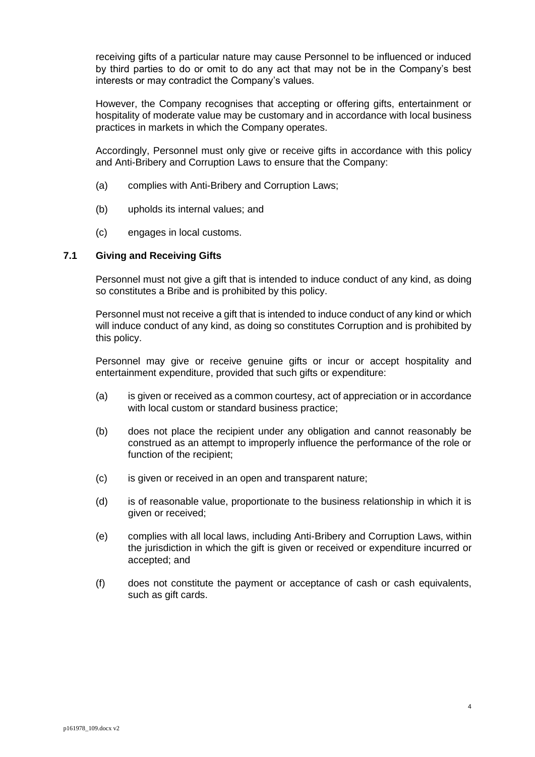receiving gifts of a particular nature may cause Personnel to be influenced or induced by third parties to do or omit to do any act that may not be in the Company's best interests or may contradict the Company's values.

However, the Company recognises that accepting or offering gifts, entertainment or hospitality of moderate value may be customary and in accordance with local business practices in markets in which the Company operates.

Accordingly, Personnel must only give or receive gifts in accordance with this policy and Anti-Bribery and Corruption Laws to ensure that the Company:

(a) complies with Anti-Bribery and Corruption Laws;

(b) upholds its internal values; and

(c) engages in local customs.

### 7.1 Giving and Receiving Gifts

Personnel must not give a gift that is intended to induce conduct of any kind, as doing so constitutes a Bribe and is prohibited by this policy.

Personnel must not receive a gift that is intended to induce conduct of any kind or which will induce conduct of any kind, as doing so constitutes Corruption and is prohibited by this policy.

Personnel may give or receive genuine gifts or incur or accept hospitality and entertainment expenditure, provided that such gifts or expenditure:

(a) is given or received as a common courtesy, act of appreciation or in accordance with local custom or standard business practice;

(b) does not place the recipient under any obligation and cannot reasonably be construed as an attempt to improperly influence the performance of the role or function of the recipient;

(c) is given or received in an open and transparent nature;

(d) is of reasonable value, proportionate to the business relationship in which it is given or received;

(e) complies with all local laws, including Anti-Bribery and Corruption Laws, within the jurisdiction in which the gift is given or received or expenditure incurred or accepted; and

(f) does not constitute the payment or acceptance of cash or cash equivalents, such as gift cards.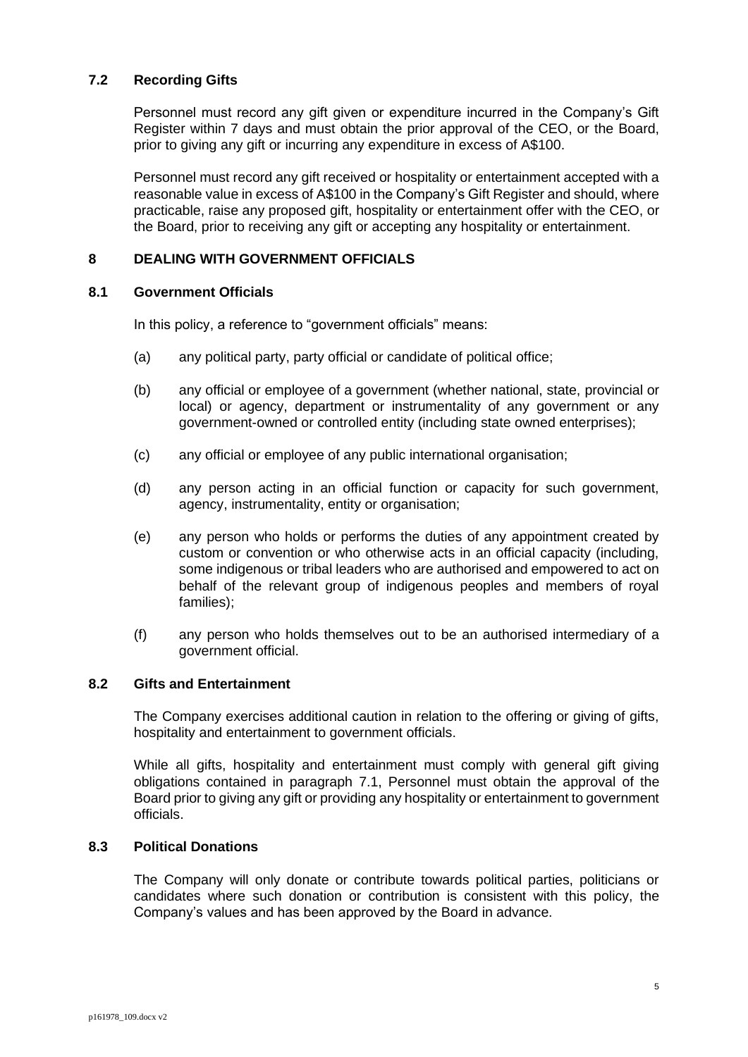### 7.2 Recording Gifts

Personnel must record any gift given or expenditure incurred in the Company's Gift Register within 7 days and must obtain the prior approval of the CEO, or the Board, prior to giving any gift or incurring any expenditure in excess of A$100.

Personnel must record any gift received or hospitality or entertainment accepted with a reasonable value in excess of A$100 in the Company's Gift Register and should, where practicable, raise any proposed gift, hospitality or entertainment offer with the CEO, or the Board, prior to receiving any gift or accepting any hospitality or entertainment.

## 8 DEALING WITH GOVERNMENT OFFICIALS

### 8.1 Government Officials

In this policy, a reference to "government officials" means:

(a) any political party, party official or candidate of political office;

(b) any official or employee of a government (whether national, state, provincial or local) or agency, department or instrumentality of any government or any government-owned or controlled entity (including state owned enterprises);

(c) any official or employee of any public international organisation;

(d) any person acting in an official function or capacity for such government, agency, instrumentality, entity or organisation;

(e) any person who holds or performs the duties of any appointment created by custom or convention or who otherwise acts in an official capacity (including, some indigenous or tribal leaders who are authorised and empowered to act on behalf of the relevant group of indigenous peoples and members of royal families);

(f) any person who holds themselves out to be an authorised intermediary of a government official.

### 8.2 Gifts and Entertainment

The Company exercises additional caution in relation to the offering or giving of gifts, hospitality and entertainment to government officials.

While all gifts, hospitality and entertainment must comply with general gift giving obligations contained in paragraph 7.1, Personnel must obtain the approval of the Board prior to giving any gift or providing any hospitality or entertainment to government officials.

### 8.3 Political Donations

The Company will only donate or contribute towards political parties, politicians or candidates where such donation or contribution is consistent with this policy, the Company's values and has been approved by the Board in advance.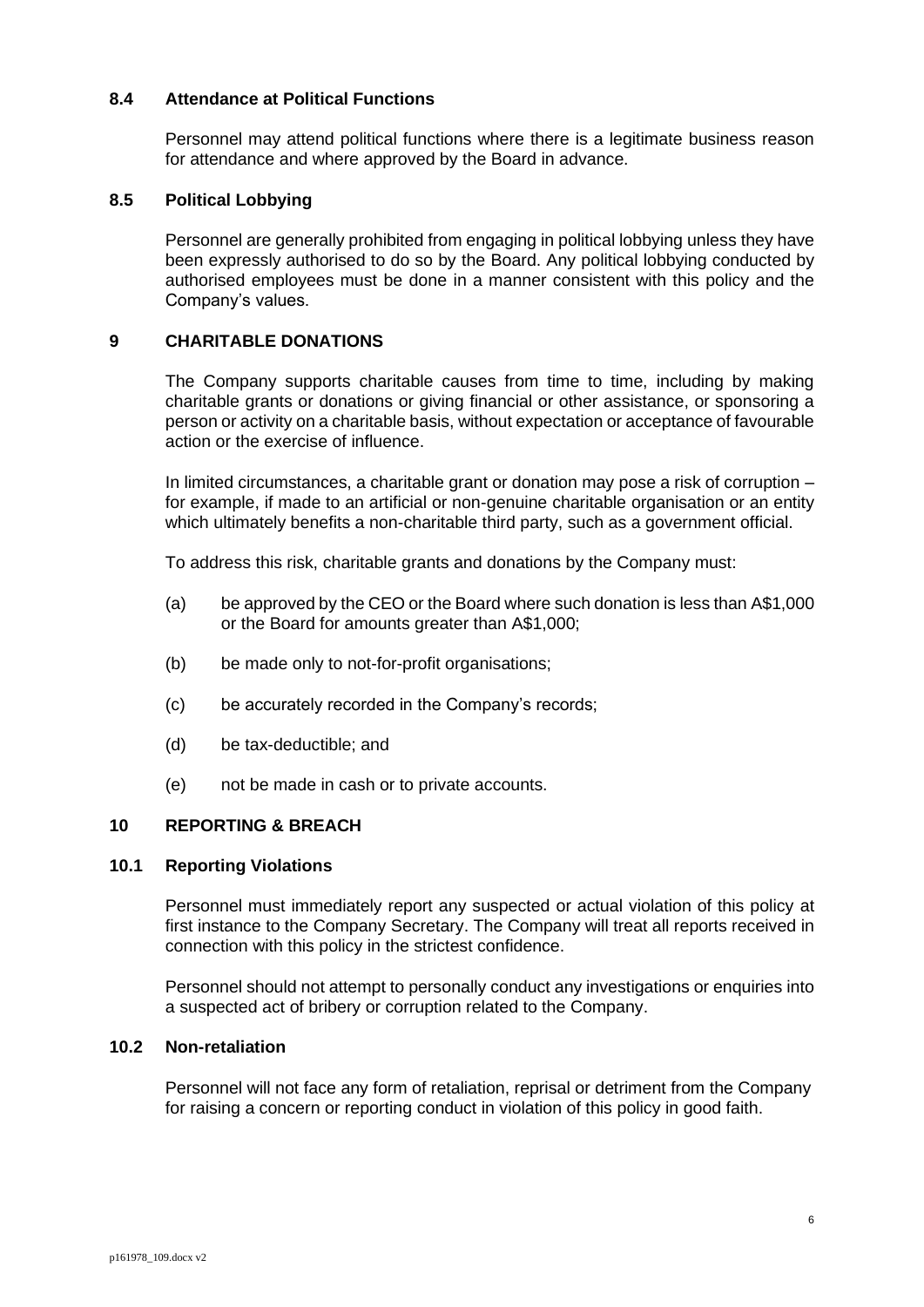### 8.4 Attendance at Political Functions

Personnel may attend political functions where there is a legitimate business reason for attendance and where approved by the Board in advance.

### 8.5 Political Lobbying

Personnel are generally prohibited from engaging in political lobbying unless they have been expressly authorised to do so by the Board. Any political lobbying conducted by authorised employees must be done in a manner consistent with this policy and the Company's values.

## 9 CHARITABLE DONATIONS

The Company supports charitable causes from time to time, including by making charitable grants or donations or giving financial or other assistance, or sponsoring a person or activity on a charitable basis, without expectation or acceptance of favourable action or the exercise of influence.

In limited circumstances, a charitable grant or donation may pose a risk of corruption – for example, if made to an artificial or non-genuine charitable organisation or an entity which ultimately benefits a non-charitable third party, such as a government official.

To address this risk, charitable grants and donations by the Company must:

(a) be approved by the CEO or the Board where such donation is less than A$1,000 or the Board for amounts greater than A$1,000;

(b) be made only to not-for-profit organisations;

(c) be accurately recorded in the Company's records;

(d) be tax-deductible; and

(e) not be made in cash or to private accounts.

## 10 REPORTING & BREACH

### 10.1 Reporting Violations

Personnel must immediately report any suspected or actual violation of this policy at first instance to the Company Secretary. The Company will treat all reports received in connection with this policy in the strictest confidence.

Personnel should not attempt to personally conduct any investigations or enquiries into a suspected act of bribery or corruption related to the Company.

### 10.2 Non-retaliation

Personnel will not face any form of retaliation, reprisal or detriment from the Company for raising a concern or reporting conduct in violation of this policy in good faith.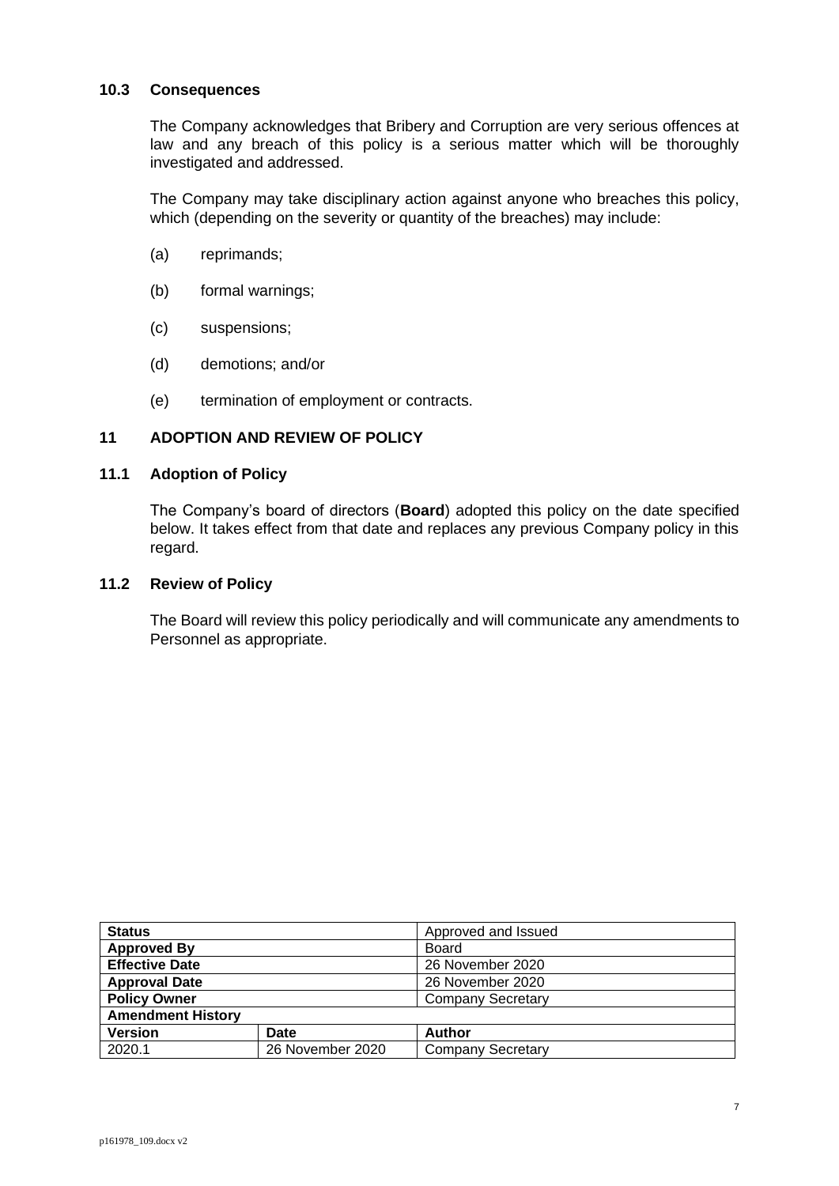### 10.3 Consequences

The Company acknowledges that Bribery and Corruption are very serious offences at law and any breach of this policy is a serious matter which will be thoroughly investigated and addressed.

The Company may take disciplinary action against anyone who breaches this policy, which (depending on the severity or quantity of the breaches) may include:

(a) reprimands;

(b) formal warnings;

(c) suspensions;

(d) demotions; and/or

(e) termination of employment or contracts.

## 11 ADOPTION AND REVIEW OF POLICY

### 11.1 Adoption of Policy

The Company's board of directors (**Board**) adopted this policy on the date specified below. It takes effect from that date and replaces any previous Company policy in this regard.

### 11.2 Review of Policy

The Board will review this policy periodically and will communicate any amendments to Personnel as appropriate.

| | | |
|---|---|---|
| **Status** | | Approved and Issued |
| **Approved By** | | Board |
| **Effective Date** | | 26 November 2020 |
| **Approval Date** | | 26 November 2020 |
| **Policy Owner** | | Company Secretary |
| **Amendment History** | | |
| **Version** | **Date** | **Author** |
| 2020.1 | 26 November 2020 | Company Secretary |

p161978_109.docx v2